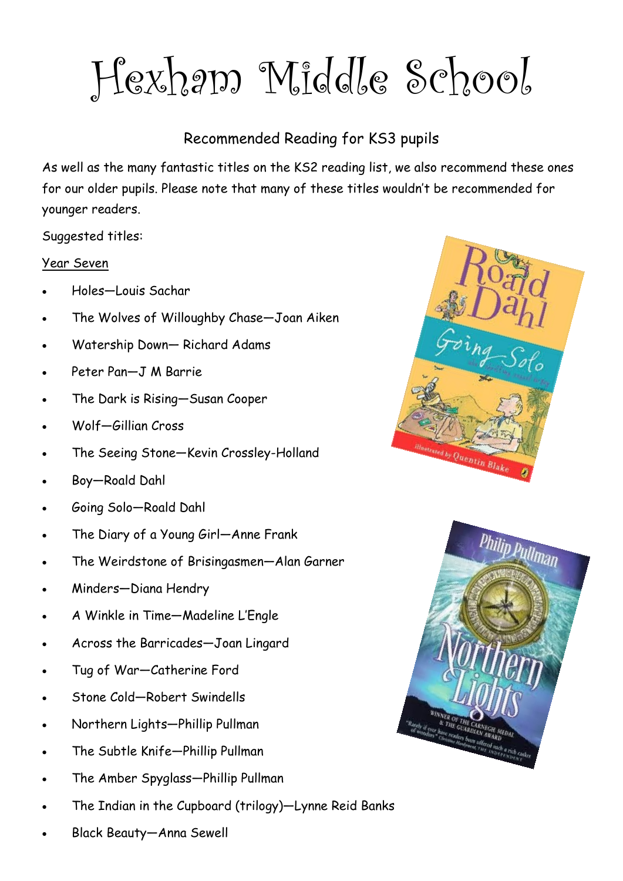# Hexham Middle School

## Recommended Reading for KS3 pupils

As well as the many fantastic titles on the KS2 reading list, we also recommend these ones for our older pupils. Please note that many of these titles wouldn't be recommended for younger readers.

Suggested titles:

### Year Seven

- Holes—Louis Sachar
- The Wolves of Willoughby Chase—Joan Aiken
- Watership Down— Richard Adams
- Peter Pan—J M Barrie
- The Dark is Rising—Susan Cooper
- Wolf—Gillian Cross
- The Seeing Stone—Kevin Crossley-Holland
- Boy—Roald Dahl
- Going Solo—Roald Dahl
- The Diary of a Young Girl—Anne Frank
- The Weirdstone of Brisingasmen—Alan Garner
- Minders—Diana Hendry
- A Winkle in Time—Madeline L'Engle
- Across the Barricades—Joan Lingard
- Tug of War—Catherine Ford
- Stone Cold—Robert Swindells
- Northern Lights—Phillip Pullman
- The Subtle Knife—Phillip Pullman
- The Amber Spyglass—Phillip Pullman
- The Indian in the Cupboard (trilogy)—Lynne Reid Banks
- Black Beauty—Anna Sewell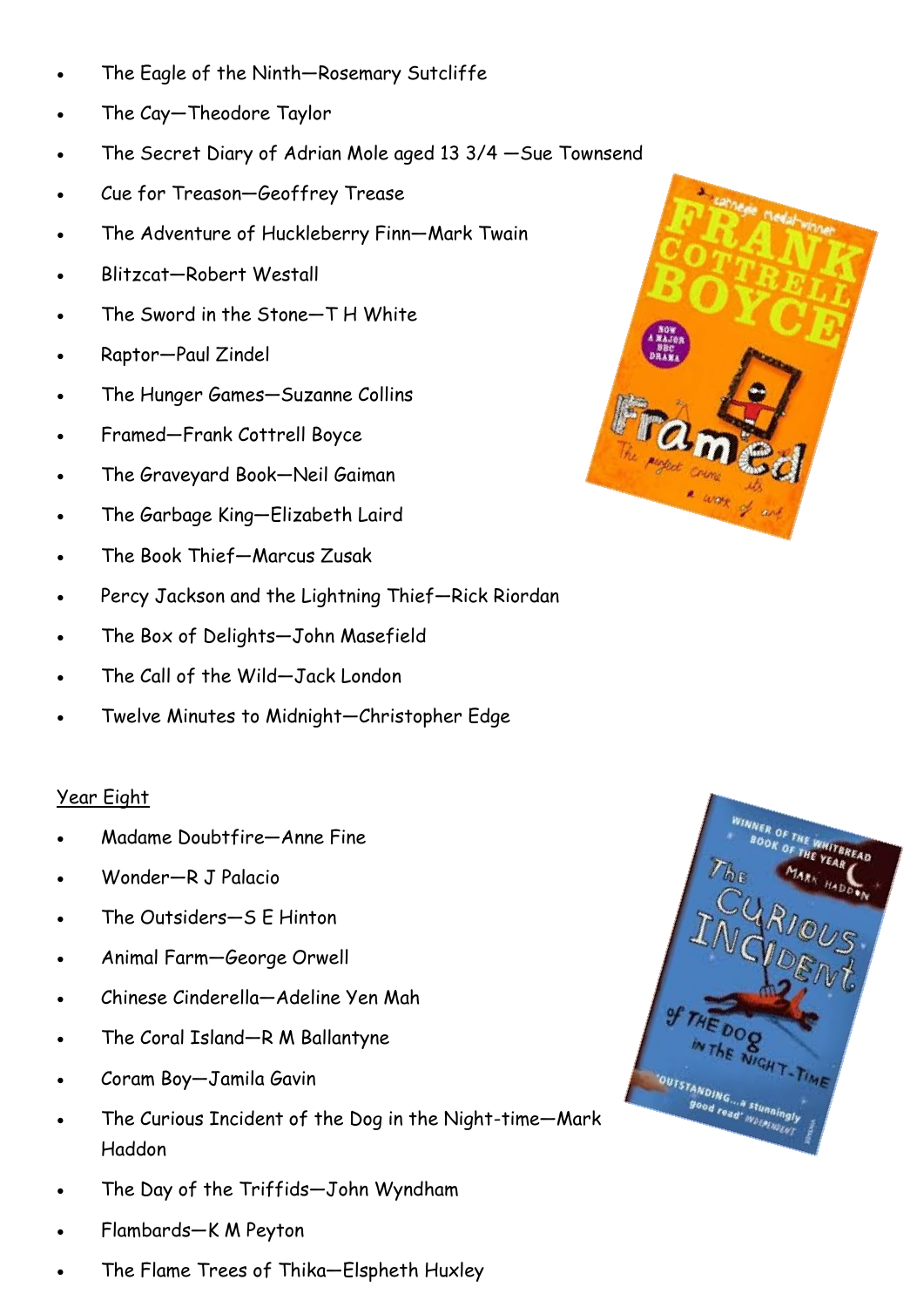- The Eagle of the Ninth—Rosemary Sutcliffe
- The Cay—Theodore Taylor
- The Secret Diary of Adrian Mole aged 13 3/4 —Sue Townsend
- Cue for Treason—Geoffrey Trease
- The Adventure of Huckleberry Finn—Mark Twain
- Blitzcat—Robert Westall
- The Sword in the Stone—T H White
- Raptor—Paul Zindel
- The Hunger Games—Suzanne Collins
- Framed—Frank Cottrell Boyce
- The Graveyard Book—Neil Gaiman
- The Garbage King—Elizabeth Laird
- The Book Thief—Marcus Zusak
- Percy Jackson and the Lightning Thief—Rick Riordan
- The Box of Delights—John Masefield
- The Call of the Wild—Jack London
- Twelve Minutes to Midnight—Christopher Edge

<u>Year Eight</u>

- Madame Doubtfire—Anne Fine
- Wonder—R J Palacio
- The Outsiders—S E Hinton
- Animal Farm—George Orwell
- Chinese Cinderella—Adeline Yen Mah
- The Coral Island—R M Ballantyne
- Coram Boy—Jamila Gavin
- The Curious Incident of the Dog in the Night-time—Mark Haddon
- The Day of the Triffids—John Wyndham
- Flambards—K M Peyton
- The Flame Trees of Thika—Elspeth Huxley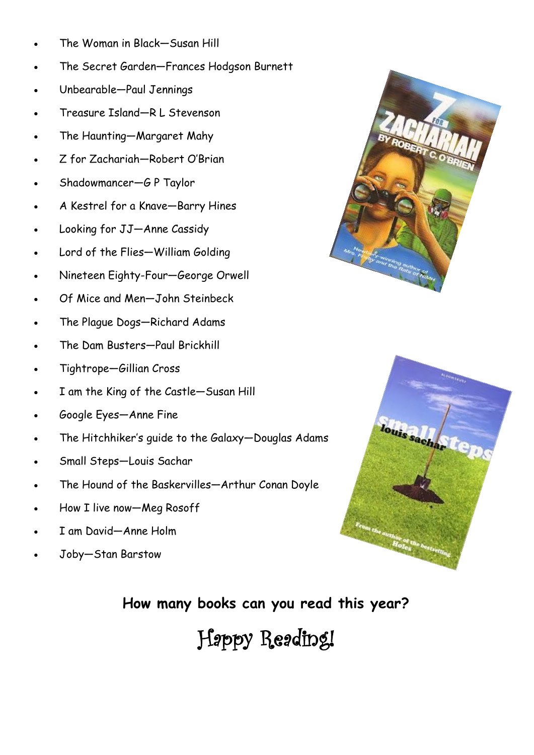- The Woman in Black—Susan Hill
- The Secret Garden—Frances Hodgson Burnett
- Unbearable—Paul Jennings
- Treasure Island—R L Stevenson
- The Haunting—Margaret Mahy
- Z for Zachariah—Robert O'Brian
- Shadowmancer—G P Taylor
- A Kestrel for a Knave—Barry Hines
- Looking for JJ—Anne Cassidy
- Lord of the Flies—William Golding
- Nineteen Eighty-Four—George Orwell
- Of Mice and Men—John Steinbeck
- The Plague Dogs—Richard Adams
- The Dam Busters—Paul Brickhill
- Tightrope—Gillian Cross
- I am the King of the Castle—Susan Hill
- Google Eyes—Anne Fine
- The Hitchhiker's guide to the Galaxy—Douglas Adams
- Small Steps—Louis Sachar
- The Hound of the Baskervilles—Arthur Conan Doyle
- How I live now—Meg Rosoff
- I am David—Anne Holm
- Joby—Stan Barstow

**How many books can you read this year?**

Happy Reading!